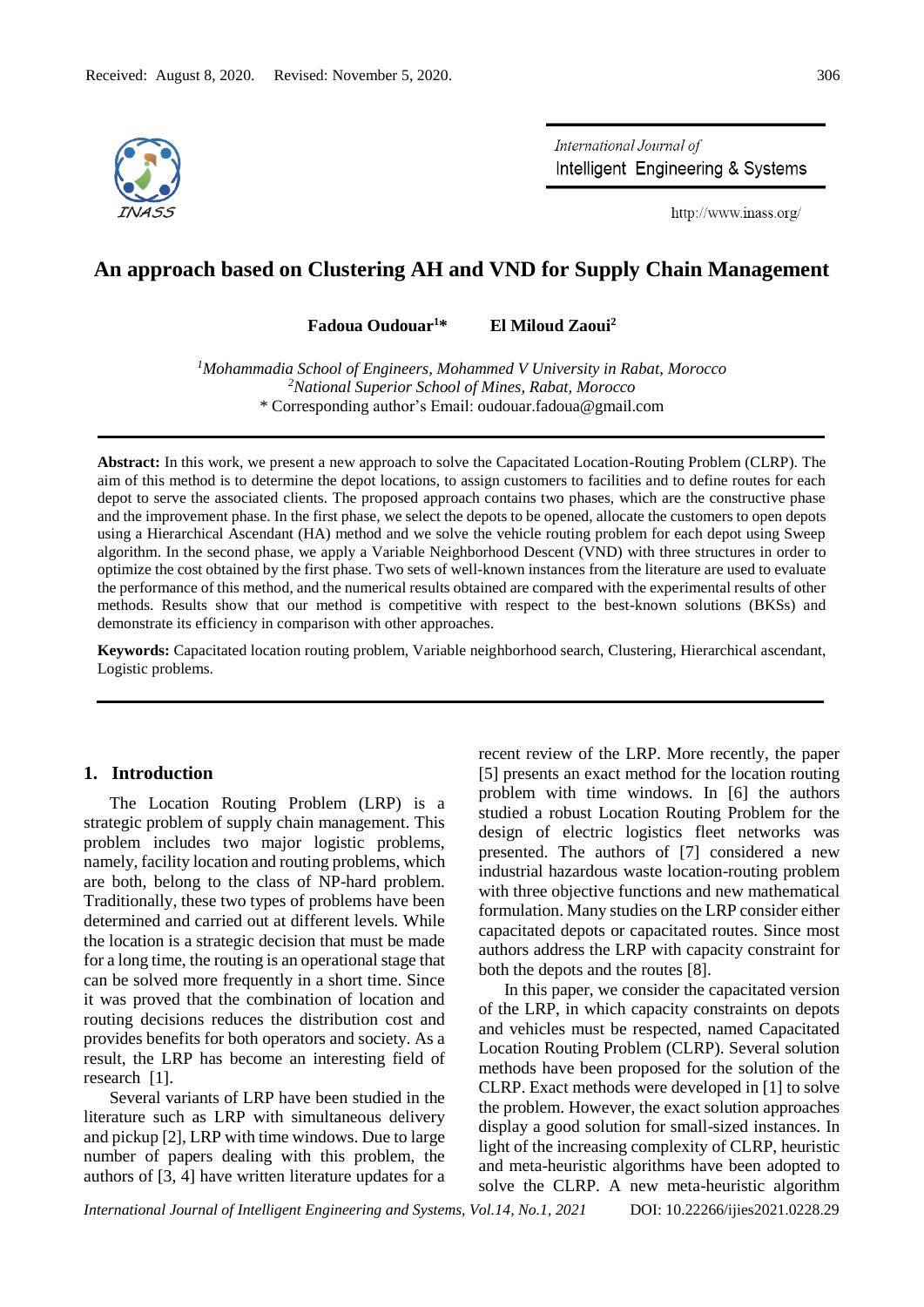Received: August 8, 2020. Revised: November 5, 2020.

# An approach based on Clustering AH and VND for Supply Chain Management

**Fadoua Oudouar[1]*** **El Miloud Zaoui[2]**

[1]*Mohammadia School of Engineers, Mohammed V University in Rabat, Morocco*
[2]*National Superior School of Mines, Rabat, Morocco*
* Corresponding author's Email: oudouar.fadoua@gmail.com

**Abstract:** In this work, we present a new approach to solve the Capacitated Location-Routing Problem (CLRP). The aim of this method is to determine the depot locations, to assign customers to facilities and to define routes for each depot to serve the associated clients. The proposed approach contains two phases, which are the constructive phase and the improvement phase. In the first phase, we select the depots to be opened, allocate the customers to open depots using a Hierarchical Ascendant (HA) method and we solve the vehicle routing problem for each depot using Sweep algorithm. In the second phase, we apply a Variable Neighborhood Descent (VND) with three structures in order to optimize the cost obtained by the first phase. Two sets of well-known instances from the literature are used to evaluate the performance of this method, and the numerical results obtained are compared with the experimental results of other methods. Results show that our method is competitive with respect to the best-known solutions (BKSs) and demonstrate its efficiency in comparison with other approaches.

**Keywords:** Capacitated location routing problem, Variable neighborhood search, Clustering, Hierarchical ascendant, Logistic problems.

## 1. Introduction

The Location Routing Problem (LRP) is a strategic problem of supply chain management. This problem includes two major logistic problems, namely, facility location and routing problems, which are both, belong to the class of NP-hard problem. Traditionally, these two types of problems have been determined and carried out at different levels. While the location is a strategic decision that must be made for a long time, the routing is an operational stage that can be solved more frequently in a short time. Since it was proved that the combination of location and routing decisions reduces the distribution cost and provides benefits for both operators and society. As a result, the LRP has become an interesting field of research [1].

Several variants of LRP have been studied in the literature such as LRP with simultaneous delivery and pickup [2], LRP with time windows. Due to large number of papers dealing with this problem, the authors of [3, 4] have written literature updates for a recent review of the LRP. More recently, the paper [5] presents an exact method for the location routing problem with time windows. In [6] the authors studied a robust Location Routing Problem for the design of electric logistics fleet networks was presented. The authors of [7] considered a new industrial hazardous waste location-routing problem with three objective functions and new mathematical formulation. Many studies on the LRP consider either capacitated depots or capacitated routes. Since most authors address the LRP with capacity constraint for both the depots and the routes [8].

In this paper, we consider the capacitated version of the LRP, in which capacity constraints on depots and vehicles must be respected, named Capacitated Location Routing Problem (CLRP). Several solution methods have been proposed for the solution of the CLRP. Exact methods were developed in [1] to solve the problem. However, the exact solution approaches display a good solution for small-sized instances. In light of the increasing complexity of CLRP, heuristic and meta-heuristic algorithms have been adopted to solve the CLRP. A new meta-heuristic algorithm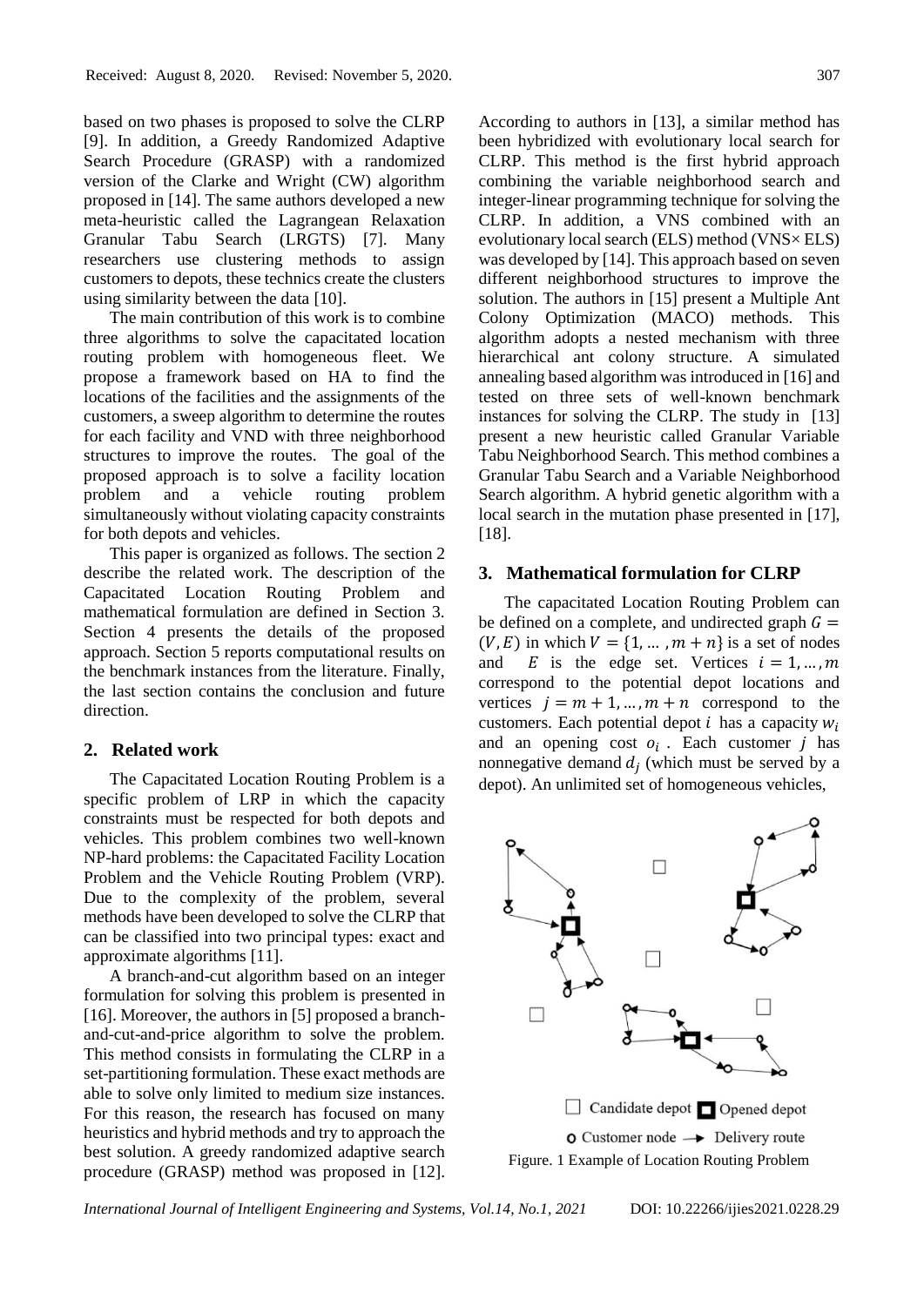based on two phases is proposed to solve the CLRP [9]. In addition, a Greedy Randomized Adaptive Search Procedure (GRASP) with a randomized version of the Clarke and Wright (CW) algorithm proposed in [14]. The same authors developed a new meta-heuristic called the Lagrangean Relaxation Granular Tabu Search (LRGTS) [7]. Many researchers use clustering methods to assign customers to depots, these technics create the clusters using similarity between the data [10].

The main contribution of this work is to combine three algorithms to solve the capacitated location routing problem with homogeneous fleet. We propose a framework based on HA to find the locations of the facilities and the assignments of the customers, a sweep algorithm to determine the routes for each facility and VND with three neighborhood structures to improve the routes. The goal of the proposed approach is to solve a facility location problem and a vehicle routing problem simultaneously without violating capacity constraints for both depots and vehicles.

This paper is organized as follows. The section 2 describe the related work. The description of the Capacitated Location Routing Problem and mathematical formulation are defined in Section 3. Section 4 presents the details of the proposed approach. Section 5 reports computational results on the benchmark instances from the literature. Finally, the last section contains the conclusion and future direction.

## 2. Related work

The Capacitated Location Routing Problem is a specific problem of LRP in which the capacity constraints must be respected for both depots and vehicles. This problem combines two well-known NP-hard problems: the Capacitated Facility Location Problem and the Vehicle Routing Problem (VRP). Due to the complexity of the problem, several methods have been developed to solve the CLRP that can be classified into two principal types: exact and approximate algorithms [11].

A branch-and-cut algorithm based on an integer formulation for solving this problem is presented in [16]. Moreover, the authors in [5] proposed a branch-and-cut-and-price algorithm to solve the problem. This method consists in formulating the CLRP in a set-partitioning formulation. These exact methods are able to solve only limited to medium size instances. For this reason, the research has focused on many heuristics and hybrid methods and try to approach the best solution. A greedy randomized adaptive search procedure (GRASP) method was proposed in [12]. According to authors in [13], a similar method has been hybridized with evolutionary local search for CLRP. This method is the first hybrid approach combining the variable neighborhood search and integer-linear programming technique for solving the CLRP. In addition, a VNS combined with an evolutionary local search (ELS) method (VNS× ELS) was developed by [14]. This approach based on seven different neighborhood structures to improve the solution. The authors in [15] present a Multiple Ant Colony Optimization (MACO) methods. This algorithm adopts a nested mechanism with three hierarchical ant colony structure. A simulated annealing based algorithm was introduced in [16] and tested on three sets of well-known benchmark instances for solving the CLRP. The study in [13] present a new heuristic called Granular Variable Tabu Neighborhood Search. This method combines a Granular Tabu Search and a Variable Neighborhood Search algorithm. A hybrid genetic algorithm with a local search in the mutation phase presented in [17], [18].

## 3. Mathematical formulation for CLRP

The capacitated Location Routing Problem can be defined on a complete, and undirected graph $G = (V, E)$ in which $V = \{1, \dots, m + n\}$ is a set of nodes and $E$ is the edge set. Vertices $i = 1, \dots, m$ correspond to the potential depot locations and vertices $j = m + 1, \dots, m + n$ correspond to the customers. Each potential depot $i$ has a capacity $w_i$ and an opening cost $o_i$. Each customer $j$ has nonnegative demand $d_j$ (which must be served by a depot). An unlimited set of homogeneous vehicles,

Candidate depot · Opened depot · Customer node · Delivery route

Figure. 1 Example of Location Routing Problem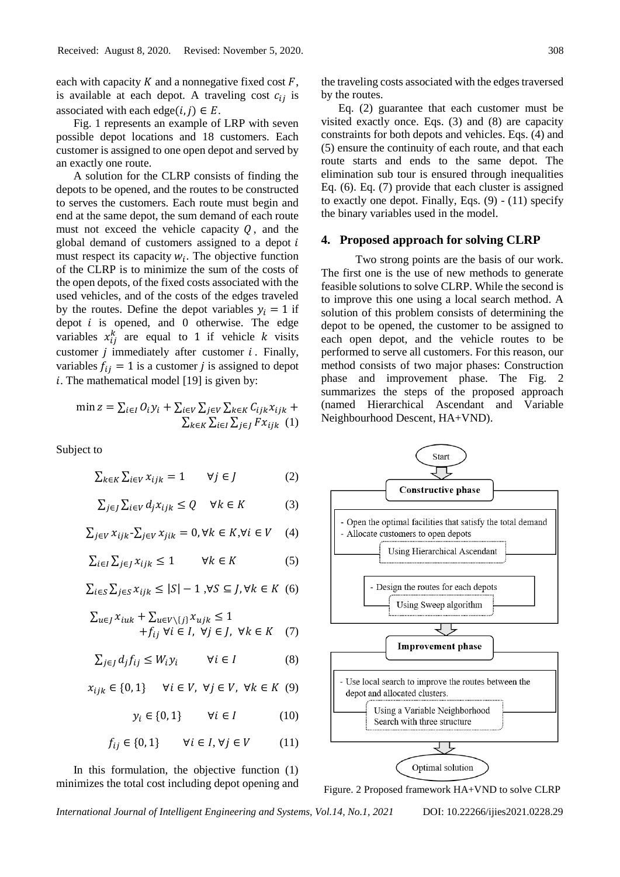each with capacity $K$ and a nonnegative fixed cost $F$, is available at each depot. A traveling cost $c_{ij}$ is associated with each edge$(i, j) \in E$.

Fig. 1 represents an example of LRP with seven possible depot locations and 18 customers. Each customer is assigned to one open depot and served by an exactly one route.

A solution for the CLRP consists of finding the depots to be opened, and the routes to be constructed to serves the customers. Each route must begin and end at the same depot, the sum demand of each route must not exceed the vehicle capacity $Q$, and the global demand of customers assigned to a depot $i$ must respect its capacity $w_i$. The objective function of the CLRP is to minimize the sum of the costs of the open depots, of the fixed costs associated with the used vehicles, and of the costs of the edges traveled by the routes. Define the depot variables $y_i = 1$ if depot $i$ is opened, and 0 otherwise. The edge variables $x_{ij}^k$ are equal to 1 if vehicle $k$ visits customer $j$ immediately after customer $i$. Finally, variables $f_{ij} = 1$ is a customer $j$ is assigned to depot $i$. The mathematical model [19] is given by:

$$\min z = \sum_{i \in I} O_i y_i + \sum_{i \in V} \sum_{j \in V} \sum_{k \in K} C_{ijk} x_{ijk} + \sum_{k \in K} \sum_{i \in I} \sum_{j \in J} F x_{ijk} \quad (1)$$

Subject to

$$\sum_{k \in K} \sum_{i \in V} x_{ijk} = 1 \qquad \forall j \in J \qquad (2)$$

$$\sum_{j \in J} \sum_{i \in V} d_j x_{ijk} \leq Q \quad \forall k \in K \qquad (3)$$

$$\sum_{j \in V} x_{ijk} - \sum_{j \in V} x_{jik} = 0, \forall k \in K, \forall i \in V \quad (4)$$

$$\sum_{i \in I} \sum_{j \in J} x_{ijk} \leq 1 \qquad \forall k \in K \qquad (5)$$

$$\sum_{i \in S} \sum_{j \in S} x_{ijk} \leq |S| - 1, \forall S \subseteq J, \forall k \in K \quad (6)$$

$$\sum_{u \in J} x_{iuk} + \sum_{u \in V \setminus \{j\}} x_{ujk} \leq 1 + f_{ij} \ \forall i \in I, \ \forall j \in J, \ \forall k \in K \quad (7)$$

$$\sum_{j \in J} d_j f_{ij} \leq W_i y_i \qquad \forall i \in I \qquad (8)$$

$$x_{ijk} \in \{0, 1\} \quad \forall i \in V, \ \forall j \in V, \ \forall k \in K \quad (9)$$

$$y_i \in \{0, 1\} \qquad \forall i \in I \qquad (10)$$

$$f_{ij} \in \{0, 1\} \qquad \forall i \in I, \forall j \in V \qquad (11)$$

In this formulation, the objective function (1) minimizes the total cost including depot opening and the traveling costs associated with the edges traversed by the routes.

Eq. (2) guarantee that each customer must be visited exactly once. Eqs. (3) and (8) are capacity constraints for both depots and vehicles. Eqs. (4) and (5) ensure the continuity of each route, and that each route starts and ends to the same depot. The elimination sub tour is ensured through inequalities Eq. (6). Eq. (7) provide that each cluster is assigned to exactly one depot. Finally, Eqs. (9) - (11) specify the binary variables used in the model.

## 4. Proposed approach for solving CLRP

Two strong points are the basis of our work. The first one is the use of new methods to generate feasible solutions to solve CLRP. While the second is to improve this one using a local search method. A solution of this problem consists of determining the depot to be opened, the customer to be assigned to each open depot, and the vehicle routes to be performed to serve all customers. For this reason, our method consists of two major phases: Construction phase and improvement phase. The Fig. 2 summarizes the steps of the proposed approach (named Hierarchical Ascendant and Variable Neighbourhood Descent, HA+VND).

Start

**Constructive phase**

- Open the optimal facilities that satisfy the total demand
- Allocate customers to open depots

Using Hierarchical Ascendant

- Design the routes for each depots

Using Sweep algorithm

**Improvement phase**

- Use local search to improve the routes between the depot and allocated clusters.

Using a Variable Neighborhood Search with three structure

Optimal solution

Figure. 2 Proposed framework HA+VND to solve CLRP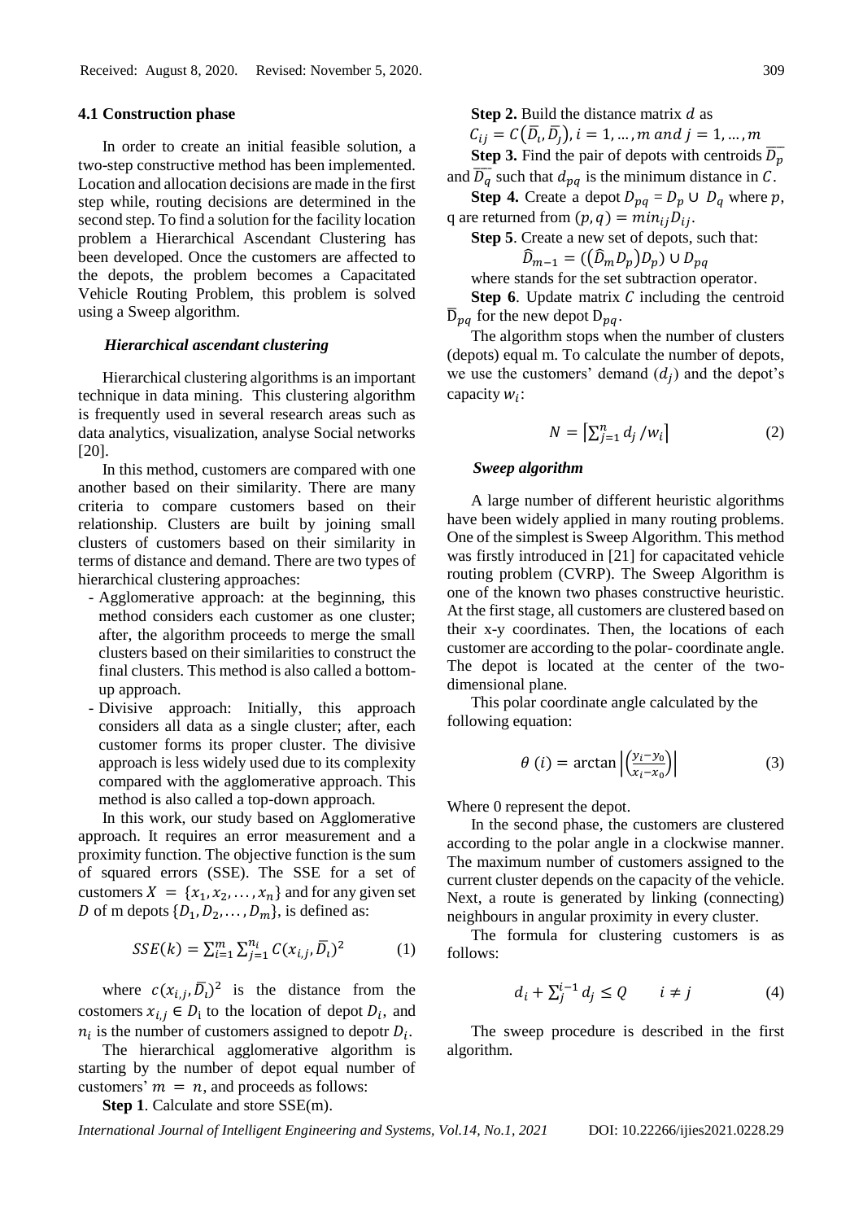### 4.1 Construction phase

In order to create an initial feasible solution, a two-step constructive method has been implemented. Location and allocation decisions are made in the first step while, routing decisions are determined in the second step. To find a solution for the facility location problem a Hierarchical Ascendant Clustering has been developed. Once the customers are affected to the depots, the problem becomes a Capacitated Vehicle Routing Problem, this problem is solved using a Sweep algorithm.

#### *Hierarchical ascendant clustering*

Hierarchical clustering algorithms is an important technique in data mining. This clustering algorithm is frequently used in several research areas such as data analytics, visualization, analyse Social networks [20].

In this method, customers are compared with one another based on their similarity. There are many criteria to compare customers based on their relationship. Clusters are built by joining small clusters of customers based on their similarity in terms of distance and demand. There are two types of hierarchical clustering approaches:

- Agglomerative approach: at the beginning, this method considers each customer as one cluster; after, the algorithm proceeds to merge the small clusters based on their similarities to construct the final clusters. This method is also called a bottom-up approach.
- Divisive approach: Initially, this approach considers all data as a single cluster; after, each customer forms its proper cluster. The divisive approach is less widely used due to its complexity compared with the agglomerative approach. This method is also called a top-down approach.

In this work, our study based on Agglomerative approach. It requires an error measurement and a proximity function. The objective function is the sum of squared errors (SSE). The SSE for a set of customers $X = \{x_1, x_2, \dots, x_n\}$ and for any given set $D$ of m depots $\{D_1, D_2, \dots, D_m\}$, is defined as:

$$SSE(k) = \sum_{i=1}^{m} \sum_{j=1}^{n_i} C(x_{i,j}, \bar{D}_i)^2 \tag{1}$$

where $c(x_{i,j}, \bar{D}_i)^2$ is the distance from the costomers $x_{i,j} \in D_i$ to the location of depot $D_i$, and $n_i$ is the number of customers assigned to depotr $D_i$.

The hierarchical agglomerative algorithm is starting by the number of depot equal number of customers' $m = n$, and proceeds as follows:

**Step 1**. Calculate and store SSE(m).

**Step 2.** Build the distance matrix $d$ as $C_{ij} = C(\bar{D}_i, \bar{D}_j), i = 1, \dots, m \text{ and } j = 1, \dots, m$

**Step 3.** Find the pair of depots with centroids $\bar{D}_p$ and $\bar{D}_q$ such that $d_{pq}$ is the minimum distance in $C$.

**Step 4.** Create a depot $D_{pq} = D_p \cup D_q$ where $p$, q are returned from $(p, q) = min_{ij} D_{ij}$.

**Step 5**. Create a new set of depots, such that:

$$\hat{D}_{m-1} = ((\hat{D}_m D_p) D_p) \cup D_{pq}$$

where stands for the set subtraction operator.

**Step 6**. Update matrix $C$ including the centroid $\bar{D}_{pq}$ for the new depot $D_{pq}$.

The algorithm stops when the number of clusters (depots) equal m. To calculate the number of depots, we use the customers' demand $(d_j)$ and the depot's capacity $w_i$:

$$N = \left\lceil \sum_{j=1}^{n} d_j / w_i \right\rceil \tag{2}$$

#### *Sweep algorithm*

A large number of different heuristic algorithms have been widely applied in many routing problems. One of the simplest is Sweep Algorithm. This method was firstly introduced in [21] for capacitated vehicle routing problem (CVRP). The Sweep Algorithm is one of the known two phases constructive heuristic. At the first stage, all customers are clustered based on their x-y coordinates. Then, the locations of each customer are according to the polar- coordinate angle. The depot is located at the center of the two-dimensional plane.

This polar coordinate angle calculated by the following equation:

$$\theta\,(i) = \arctan\left|\left(\frac{y_i - y_0}{x_i - x_0}\right)\right| \tag{3}$$

Where 0 represent the depot.

In the second phase, the customers are clustered according to the polar angle in a clockwise manner. The maximum number of customers assigned to the current cluster depends on the capacity of the vehicle. Next, a route is generated by linking (connecting) neighbours in angular proximity in every cluster.

The formula for clustering customers is as follows:

$$d_i + \sum_{j}^{i-1} d_j \leq Q \qquad i \neq j \tag{4}$$

The sweep procedure is described in the first algorithm.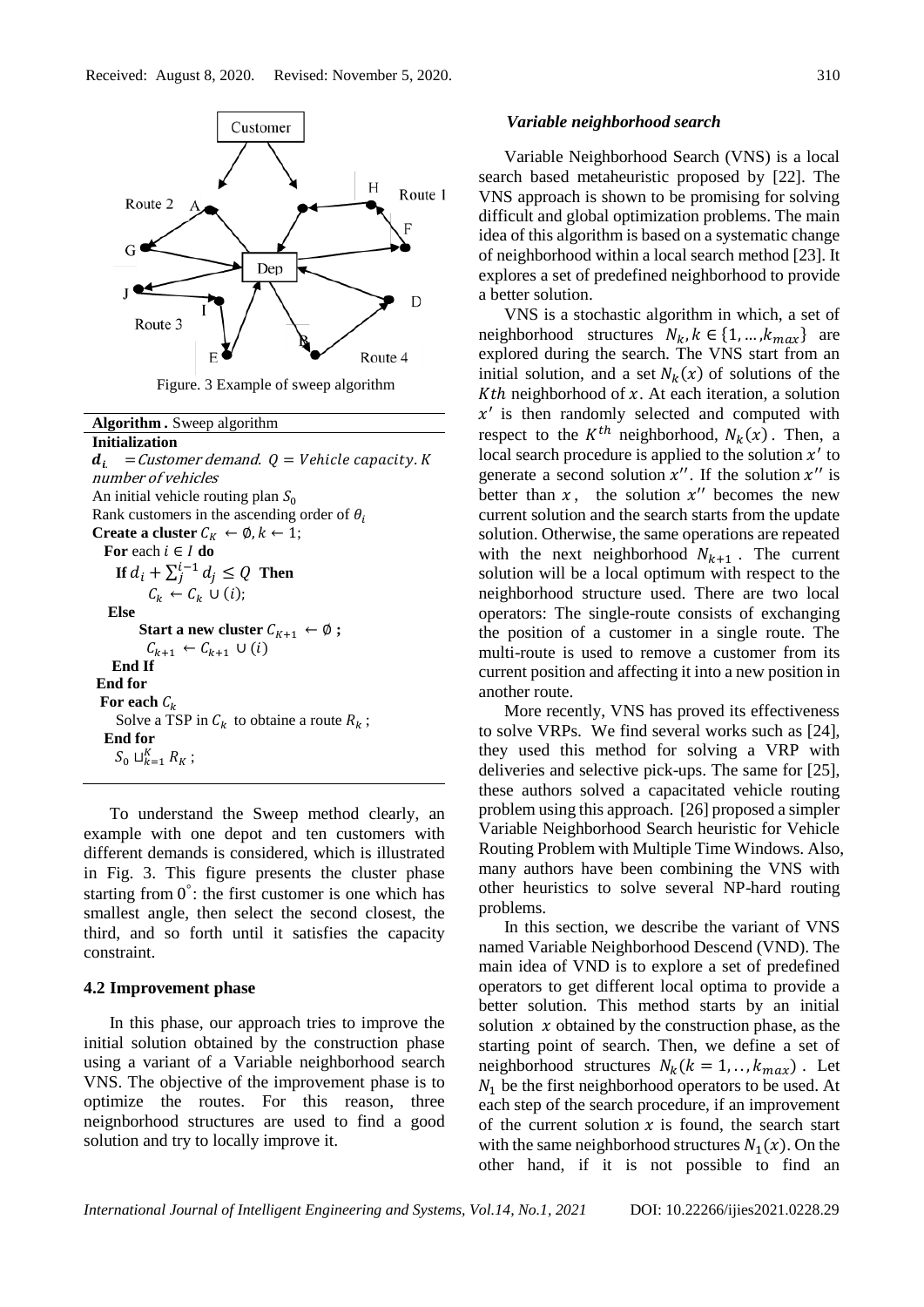Figure. 3 Example of sweep algorithm

---

**Algorithm .** Sweep algorithm

**Initialization**

$d_i$ = *Customer demand.* $Q$ = *Vehicle capacity.* $K$ *number of vehicles*

An initial vehicle routing plan $S_0$

Rank customers in the ascending order of $\theta_i$

**Create a cluster** $C_K \leftarrow \emptyset, k \leftarrow 1$;

**For** each $i \in I$ **do**

  **If** $d_i + \sum_j^{i-1} d_j \leq Q$ **Then**

    $C_k \leftarrow C_k \cup (i)$;

  **Else**

    **Start a new cluster** $C_{K+1} \leftarrow \emptyset$ **;**

    $C_{k+1} \leftarrow C_{k+1} \cup (i)$

  **End If**

**End for**

**For each** $C_k$

  Solve a TSP in $C_k$ to obtaine a route $R_k$ ;

**End for**

$S_0 \sqcup_{k=1}^{K} R_K$ ;

---

To understand the Sweep method clearly, an example with one depot and ten customers with different demands is considered, which is illustrated in Fig. 3. This figure presents the cluster phase starting from $0^{\circ}$: the first customer is one which has smallest angle, then select the second closest, the third, and so forth until it satisfies the capacity constraint.

### 4.2 Improvement phase

In this phase, our approach tries to improve the initial solution obtained by the construction phase using a variant of a Variable neighborhood search VNS. The objective of the improvement phase is to optimize the routes. For this reason, three neignborhood structures are used to find a good solution and try to locally improve it.

#### *Variable neighborhood search*

Variable Neighborhood Search (VNS) is a local search based metaheuristic proposed by [22]. The VNS approach is shown to be promising for solving difficult and global optimization problems. The main idea of this algorithm is based on a systematic change of neighborhood within a local search method [23]. It explores a set of predefined neighborhood to provide a better solution.

VNS is a stochastic algorithm in which, a set of neighborhood structures $N_k, k \in \{1, \ldots, k_{max}\}$ are explored during the search. The VNS start from an initial solution, and a set $N_k(x)$ of solutions of the $Kth$ neighborhood of $x$. At each iteration, a solution $x'$ is then randomly selected and computed with respect to the $K^{th}$ neighborhood, $N_k(x)$. Then, a local search procedure is applied to the solution $x'$ to generate a second solution $x''$. If the solution $x''$ is better than $x$, the solution $x''$ becomes the new current solution and the search starts from the update solution. Otherwise, the same operations are repeated with the next neighborhood $N_{k+1}$. The current solution will be a local optimum with respect to the neighborhood structure used. There are two local operators: The single-route consists of exchanging the position of a customer in a single route. The multi-route is used to remove a customer from its current position and affecting it into a new position in another route.

More recently, VNS has proved its effectiveness to solve VRPs. We find several works such as [24], they used this method for solving a VRP with deliveries and selective pick-ups. The same for [25], these authors solved a capacitated vehicle routing problem using this approach. [26] proposed a simpler Variable Neighborhood Search heuristic for Vehicle Routing Problem with Multiple Time Windows. Also, many authors have been combining the VNS with other heuristics to solve several NP-hard routing problems.

In this section, we describe the variant of VNS named Variable Neighborhood Descend (VND). The main idea of VND is to explore a set of predefined operators to get different local optima to provide a better solution. This method starts by an initial solution $x$ obtained by the construction phase, as the starting point of search. Then, we define a set of neighborhood structures $N_k(k = 1, .., k_{max})$. Let $N_1$ be the first neighborhood operators to be used. At each step of the search procedure, if an improvement of the current solution $x$ is found, the search start with the same neighborhood structures $N_1(x)$. On the other hand, if it is not possible to find an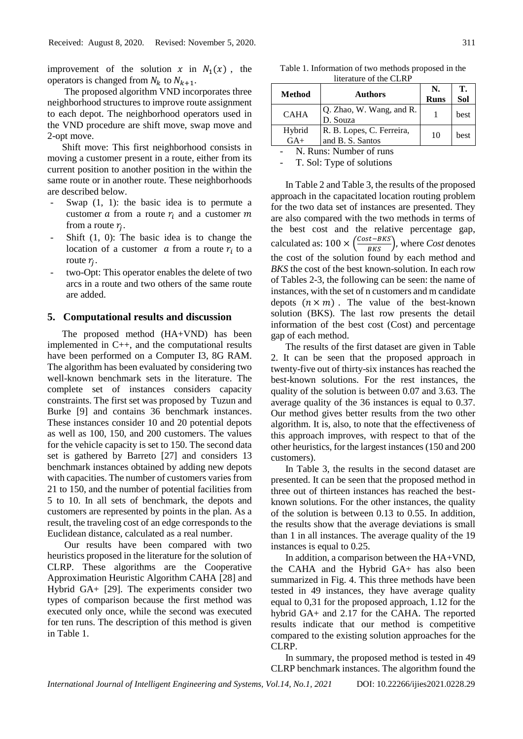improvement of the solution $x$ in $N_1(x)$, the operators is changed from $N_k$ to $N_{k+1}$.

The proposed algorithm VND incorporates three neighborhood structures to improve route assignment to each depot. The neighborhood operators used in the VND procedure are shift move, swap move and 2-opt move.

Shift move: This first neighborhood consists in moving a customer present in a route, either from its current position to another position in the within the same route or in another route. These neighborhoods are described below.

- Swap (1, 1): the basic idea is to permute a customer $a$ from a route $r_i$ and a customer $m$ from a route $r_j$.
- Shift (1, 0): The basic idea is to change the location of a customer $a$ from a route $r_i$ to a route $r_j$.
- two-Opt: This operator enables the delete of two arcs in a route and two others of the same route are added.

## 5. Computational results and discussion

The proposed method (HA+VND) has been implemented in C++, and the computational results have been performed on a Computer I3, 8G RAM. The algorithm has been evaluated by considering two well-known benchmark sets in the literature. The complete set of instances considers capacity constraints. The first set was proposed by Tuzun and Burke [9] and contains 36 benchmark instances. These instances consider 10 and 20 potential depots as well as 100, 150, and 200 customers. The values for the vehicle capacity is set to 150. The second data set is gathered by Barreto [27] and considers 13 benchmark instances obtained by adding new depots with capacities. The number of customers varies from 21 to 150, and the number of potential facilities from 5 to 10. In all sets of benchmark, the depots and customers are represented by points in the plan. As a result, the traveling cost of an edge corresponds to the Euclidean distance, calculated as a real number.

Our results have been compared with two heuristics proposed in the literature for the solution of CLRP. These algorithms are the Cooperative Approximation Heuristic Algorithm CAHA [28] and Hybrid GA+ [29]. The experiments consider two types of comparison because the first method was executed only once, while the second was executed for ten runs. The description of this method is given in Table 1.

Table 1. Information of two methods proposed in the literature of the CLRP

| Method | Authors | N. Runs | T. Sol |
|---|---|---|---|
| CAHA | Q. Zhao, W. Wang, and R. D. Souza | 1 | best |
| Hybrid GA+ | R. B. Lopes, C. Ferreira, and B. S. Santos | 10 | best |

- N. Runs: Number of runs
- T. Sol: Type of solutions

In Table 2 and Table 3, the results of the proposed approach in the capacitated location routing problem for the two data set of instances are presented. They are also compared with the two methods in terms of the best cost and the relative percentage gap, calculated as: $100 \times \left(\frac{Cost-BKS}{BKS}\right)$, where *Cost* denotes the cost of the solution found by each method and *BKS* the cost of the best known-solution. In each row of Tables 2-3, the following can be seen: the name of instances, with the set of n customers and m candidate depots $(n \times m)$. The value of the best-known solution (BKS). The last row presents the detail information of the best cost (Cost) and percentage gap of each method.

The results of the first dataset are given in Table 2. It can be seen that the proposed approach in twenty-five out of thirty-six instances has reached the best-known solutions. For the rest instances, the quality of the solution is between 0.07 and 3.63. The average quality of the 36 instances is equal to 0.37. Our method gives better results from the two other algorithm. It is, also, to note that the effectiveness of this approach improves, with respect to that of the other heuristics, for the largest instances (150 and 200 customers).

In Table 3, the results in the second dataset are presented. It can be seen that the proposed method in three out of thirteen instances has reached the best-known solutions. For the other instances, the quality of the solution is between 0.13 to 0.55. In addition, the results show that the average deviations is small than 1 in all instances. The average quality of the 19 instances is equal to 0.25.

In addition, a comparison between the HA+VND, the CAHA and the Hybrid GA+ has also been summarized in Fig. 4. This three methods have been tested in 49 instances, they have average quality equal to 0,31 for the proposed approach, 1.12 for the hybrid GA+ and 2.17 for the CAHA. The reported results indicate that our method is competitive compared to the existing solution approaches for the CLRP.

In summary, the proposed method is tested in 49 CLRP benchmark instances. The algorithm found the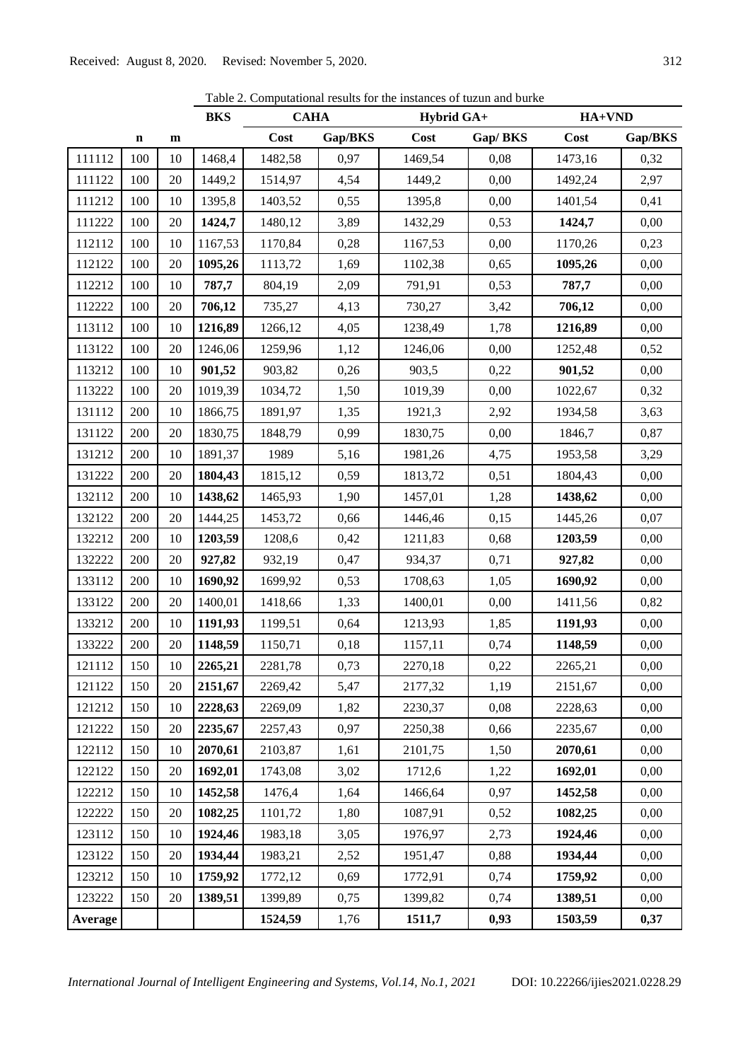Table 2. Computational results for the instances of tuzun and burke

| | n | m | BKS | CAHA | | Hybrid GA+ | | HA+VND | |
|---|---|---|---|---|---|---|---|---|---|
| | | | | Cost | Gap/BKS | Cost | Gap/ BKS | Cost | Gap/BKS |
| 111112 | 100 | 10 | 1468,4 | 1482,58 | 0,97 | 1469,54 | 0,08 | 1473,16 | 0,32 |
| 111122 | 100 | 20 | 1449,2 | 1514,97 | 4,54 | 1449,2 | 0,00 | 1492,24 | 2,97 |
| 111212 | 100 | 10 | 1395,8 | 1403,52 | 0,55 | 1395,8 | 0,00 | 1401,54 | 0,41 |
| 111222 | 100 | 20 | **1424,7** | 1480,12 | 3,89 | 1432,29 | 0,53 | **1424,7** | 0,00 |
| 112112 | 100 | 10 | 1167,53 | 1170,84 | 0,28 | 1167,53 | 0,00 | 1170,26 | 0,23 |
| 112122 | 100 | 20 | **1095,26** | 1113,72 | 1,69 | 1102,38 | 0,65 | **1095,26** | 0,00 |
| 112212 | 100 | 10 | **787,7** | 804,19 | 2,09 | 791,91 | 0,53 | **787,7** | 0,00 |
| 112222 | 100 | 20 | **706,12** | 735,27 | 4,13 | 730,27 | 3,42 | **706,12** | 0,00 |
| 113112 | 100 | 10 | **1216,89** | 1266,12 | 4,05 | 1238,49 | 1,78 | **1216,89** | 0,00 |
| 113122 | 100 | 20 | 1246,06 | 1259,96 | 1,12 | 1246,06 | 0,00 | 1252,48 | 0,52 |
| 113212 | 100 | 10 | **901,52** | 903,82 | 0,26 | 903,5 | 0,22 | **901,52** | 0,00 |
| 113222 | 100 | 20 | 1019,39 | 1034,72 | 1,50 | 1019,39 | 0,00 | 1022,67 | 0,32 |
| 131112 | 200 | 10 | 1866,75 | 1891,97 | 1,35 | 1921,3 | 2,92 | 1934,58 | 3,63 |
| 131122 | 200 | 20 | 1830,75 | 1848,79 | 0,99 | 1830,75 | 0,00 | 1846,7 | 0,87 |
| 131212 | 200 | 10 | 1891,37 | 1989 | 5,16 | 1981,26 | 4,75 | 1953,58 | 3,29 |
| 131222 | 200 | 20 | **1804,43** | 1815,12 | 0,59 | 1813,72 | 0,51 | 1804,43 | 0,00 |
| 132112 | 200 | 10 | **1438,62** | 1465,93 | 1,90 | 1457,01 | 1,28 | **1438,62** | 0,00 |
| 132122 | 200 | 20 | 1444,25 | 1453,72 | 0,66 | 1446,46 | 0,15 | 1445,26 | 0,07 |
| 132212 | 200 | 10 | **1203,59** | 1208,6 | 0,42 | 1211,83 | 0,68 | **1203,59** | 0,00 |
| 132222 | 200 | 20 | **927,82** | 932,19 | 0,47 | 934,37 | 0,71 | **927,82** | 0,00 |
| 133112 | 200 | 10 | **1690,92** | 1699,92 | 0,53 | 1708,63 | 1,05 | **1690,92** | 0,00 |
| 133122 | 200 | 20 | 1400,01 | 1418,66 | 1,33 | 1400,01 | 0,00 | 1411,56 | 0,82 |
| 133212 | 200 | 10 | **1191,93** | 1199,51 | 0,64 | 1213,93 | 1,85 | **1191,93** | 0,00 |
| 133222 | 200 | 20 | **1148,59** | 1150,71 | 0,18 | 1157,11 | 0,74 | **1148,59** | 0,00 |
| 121112 | 150 | 10 | **2265,21** | 2281,78 | 0,73 | 2270,18 | 0,22 | 2265,21 | 0,00 |
| 121122 | 150 | 20 | **2151,67** | 2269,42 | 5,47 | 2177,32 | 1,19 | 2151,67 | 0,00 |
| 121212 | 150 | 10 | **2228,63** | 2269,09 | 1,82 | 2230,37 | 0,08 | 2228,63 | 0,00 |
| 121222 | 150 | 20 | **2235,67** | 2257,43 | 0,97 | 2250,38 | 0,66 | 2235,67 | 0,00 |
| 122112 | 150 | 10 | **2070,61** | 2103,87 | 1,61 | 2101,75 | 1,50 | **2070,61** | 0,00 |
| 122122 | 150 | 20 | **1692,01** | 1743,08 | 3,02 | 1712,6 | 1,22 | **1692,01** | 0,00 |
| 122212 | 150 | 10 | **1452,58** | 1476,4 | 1,64 | 1466,64 | 0,97 | **1452,58** | 0,00 |
| 122222 | 150 | 20 | **1082,25** | 1101,72 | 1,80 | 1087,91 | 0,52 | **1082,25** | 0,00 |
| 123112 | 150 | 10 | **1924,46** | 1983,18 | 3,05 | 1976,97 | 2,73 | **1924,46** | 0,00 |
| 123122 | 150 | 20 | **1934,44** | 1983,21 | 2,52 | 1951,47 | 0,88 | **1934,44** | 0,00 |
| 123212 | 150 | 10 | **1759,92** | 1772,12 | 0,69 | 1772,91 | 0,74 | **1759,92** | 0,00 |
| 123222 | 150 | 20 | **1389,51** | 1399,89 | 0,75 | 1399,82 | 0,74 | **1389,51** | 0,00 |
| **Average** | | | | **1524,59** | 1,76 | **1511,7** | **0,93** | **1503,59** | **0,37** |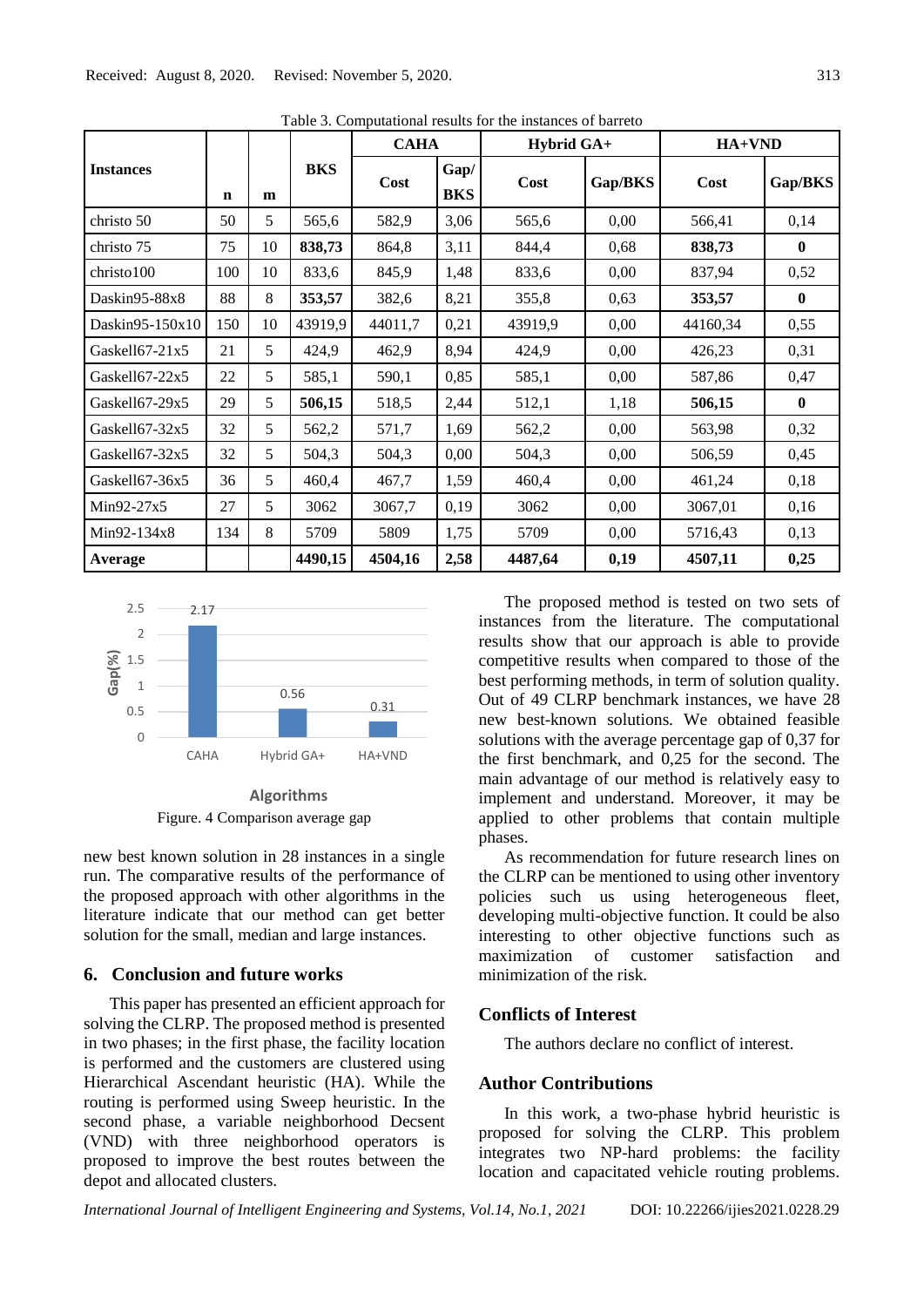Table 3. Computational results for the instances of barreto

| Instances | n | m | BKS | CAHA | | Hybrid GA+ | | HA+VND | |
|---|---|---|---|---|---|---|---|---|---|
| | | | | Cost | Gap/ BKS | Cost | Gap/BKS | Cost | Gap/BKS |
| christo 50 | 50 | 5 | 565,6 | 582,9 | 3,06 | 565,6 | 0,00 | 566,41 | 0,14 |
| christo 75 | 75 | 10 | **838,73** | 864,8 | 3,11 | 844,4 | 0,68 | **838,73** | **0** |
| christo100 | 100 | 10 | 833,6 | 845,9 | 1,48 | 833,6 | 0,00 | 837,94 | 0,52 |
| Daskin95-88x8 | 88 | 8 | **353,57** | 382,6 | 8,21 | 355,8 | 0,63 | **353,57** | **0** |
| Daskin95-150x10 | 150 | 10 | 43919,9 | 44011,7 | 0,21 | 43919,9 | 0,00 | 44160,34 | 0,55 |
| Gaskell67-21x5 | 21 | 5 | 424,9 | 462,9 | 8,94 | 424,9 | 0,00 | 426,23 | 0,31 |
| Gaskell67-22x5 | 22 | 5 | 585,1 | 590,1 | 0,85 | 585,1 | 0,00 | 587,86 | 0,47 |
| Gaskell67-29x5 | 29 | 5 | **506,15** | 518,5 | 2,44 | 512,1 | 1,18 | **506,15** | **0** |
| Gaskell67-32x5 | 32 | 5 | 562,2 | 571,7 | 1,69 | 562,2 | 0,00 | 563,98 | 0,32 |
| Gaskell67-32x5 | 32 | 5 | 504,3 | 504,3 | 0,00 | 504,3 | 0,00 | 506,59 | 0,45 |
| Gaskell67-36x5 | 36 | 5 | 460,4 | 467,7 | 1,59 | 460,4 | 0,00 | 461,24 | 0,18 |
| Min92-27x5 | 27 | 5 | 3062 | 3067,7 | 0,19 | 3062 | 0,00 | 3067,01 | 0,16 |
| Min92-134x8 | 134 | 8 | 5709 | 5809 | 1,75 | 5709 | 0,00 | 5716,43 | 0,13 |
| **Average** | | | **4490,15** | **4504,16** | **2,58** | **4487,64** | **0,19** | **4507,11** | **0,25** |

| Algorithms | Gap(%) |
|---|---|
| CAHA | 2.17 |
| Hybrid GA+ | 0.56 |
| HA+VND | 0.31 |

Figure. 4 Comparison average gap

new best known solution in 28 instances in a single run. The comparative results of the performance of the proposed approach with other algorithms in the literature indicate that our method can get better solution for the small, median and large instances.

## 6. Conclusion and future works

This paper has presented an efficient approach for solving the CLRP. The proposed method is presented in two phases; in the first phase, the facility location is performed and the customers are clustered using Hierarchical Ascendant heuristic (HA). While the routing is performed using Sweep heuristic. In the second phase, a variable neighborhood Decsent (VND) with three neighborhood operators is proposed to improve the best routes between the depot and allocated clusters.

The proposed method is tested on two sets of instances from the literature. The computational results show that our approach is able to provide competitive results when compared to those of the best performing methods, in term of solution quality. Out of 49 CLRP benchmark instances, we have 28 new best-known solutions. We obtained feasible solutions with the average percentage gap of 0,37 for the first benchmark, and 0,25 for the second. The main advantage of our method is relatively easy to implement and understand. Moreover, it may be applied to other problems that contain multiple phases.

As recommendation for future research lines on the CLRP can be mentioned to using other inventory policies such us using heterogeneous fleet, developing multi-objective function. It could be also interesting to other objective functions such as maximization of customer satisfaction and minimization of the risk.

## Conflicts of Interest

The authors declare no conflict of interest.

## Author Contributions

In this work, a two-phase hybrid heuristic is proposed for solving the CLRP. This problem integrates two NP-hard problems: the facility location and capacitated vehicle routing problems.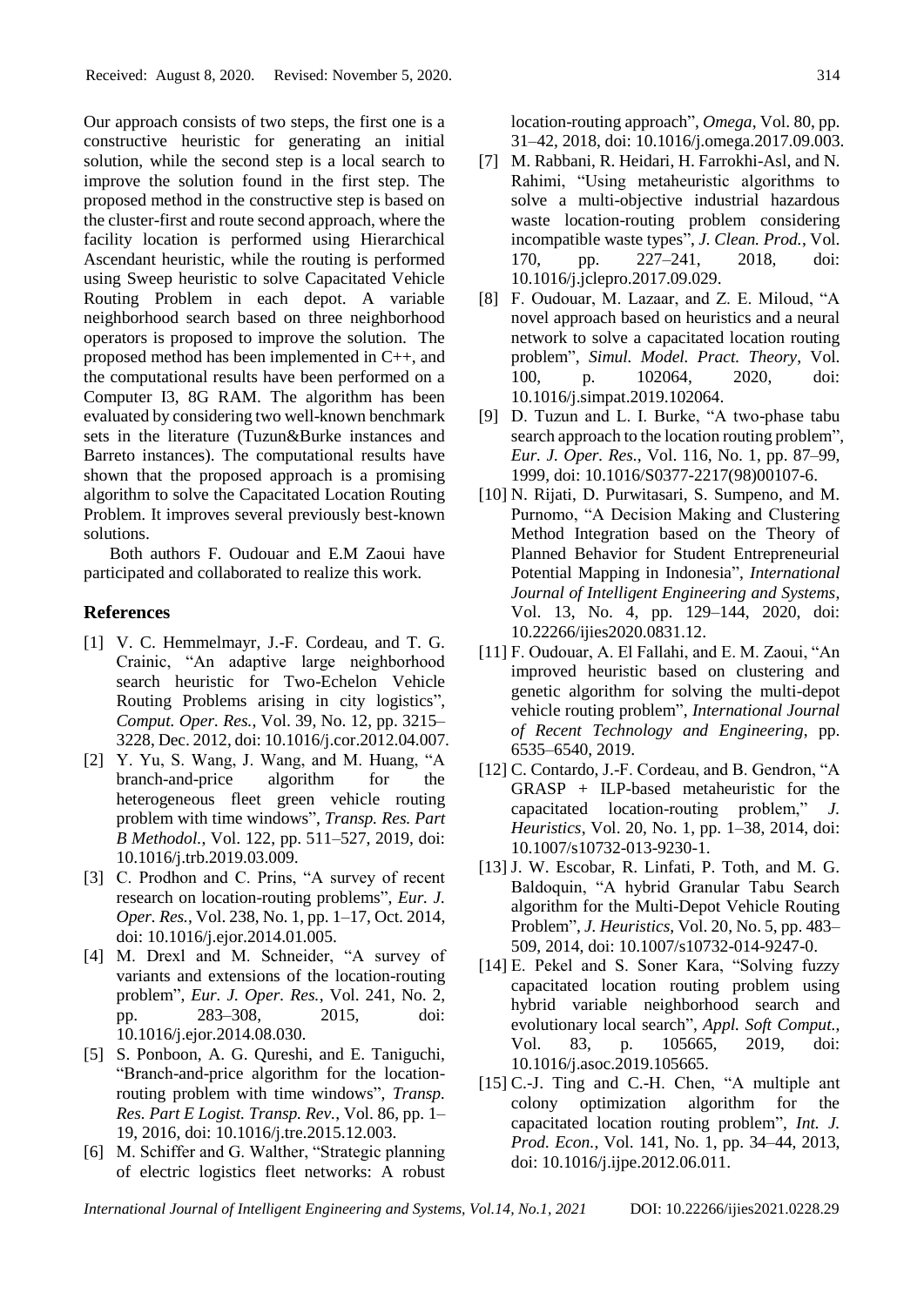Our approach consists of two steps, the first one is a constructive heuristic for generating an initial solution, while the second step is a local search to improve the solution found in the first step. The proposed method in the constructive step is based on the cluster-first and route second approach, where the facility location is performed using Hierarchical Ascendant heuristic, while the routing is performed using Sweep heuristic to solve Capacitated Vehicle Routing Problem in each depot. A variable neighborhood search based on three neighborhood operators is proposed to improve the solution. The proposed method has been implemented in C++, and the computational results have been performed on a Computer I3, 8G RAM. The algorithm has been evaluated by considering two well-known benchmark sets in the literature (Tuzun&Burke instances and Barreto instances). The computational results have shown that the proposed approach is a promising algorithm to solve the Capacitated Location Routing Problem. It improves several previously best-known solutions.

Both authors F. Oudouar and E.M Zaoui have participated and collaborated to realize this work.

## References

[1] V. C. Hemmelmayr, J.-F. Cordeau, and T. G. Crainic, "An adaptive large neighborhood search heuristic for Two-Echelon Vehicle Routing Problems arising in city logistics", *Comput. Oper. Res.*, Vol. 39, No. 12, pp. 3215–3228, Dec. 2012, doi: 10.1016/j.cor.2012.04.007.

[2] Y. Yu, S. Wang, J. Wang, and M. Huang, "A branch-and-price algorithm for the heterogeneous fleet green vehicle routing problem with time windows", *Transp. Res. Part B Methodol.*, Vol. 122, pp. 511–527, 2019, doi: 10.1016/j.trb.2019.03.009.

[3] C. Prodhon and C. Prins, "A survey of recent research on location-routing problems", *Eur. J. Oper. Res.*, Vol. 238, No. 1, pp. 1–17, Oct. 2014, doi: 10.1016/j.ejor.2014.01.005.

[4] M. Drexl and M. Schneider, "A survey of variants and extensions of the location-routing problem", *Eur. J. Oper. Res.*, Vol. 241, No. 2, pp. 283–308, 2015, doi: 10.1016/j.ejor.2014.08.030.

[5] S. Ponboon, A. G. Qureshi, and E. Taniguchi, "Branch-and-price algorithm for the location-routing problem with time windows", *Transp. Res. Part E Logist. Transp. Rev.*, Vol. 86, pp. 1–19, 2016, doi: 10.1016/j.tre.2015.12.003.

[6] M. Schiffer and G. Walther, "Strategic planning of electric logistics fleet networks: A robust location-routing approach", *Omega*, Vol. 80, pp. 31–42, 2018, doi: 10.1016/j.omega.2017.09.003.

[7] M. Rabbani, R. Heidari, H. Farrokhi-Asl, and N. Rahimi, "Using metaheuristic algorithms to solve a multi-objective industrial hazardous waste location-routing problem considering incompatible waste types", *J. Clean. Prod.*, Vol. 170, pp. 227–241, 2018, doi: 10.1016/j.jclepro.2017.09.029.

[8] F. Oudouar, M. Lazaar, and Z. E. Miloud, "A novel approach based on heuristics and a neural network to solve a capacitated location routing problem", *Simul. Model. Pract. Theory*, Vol. 100, p. 102064, 2020, doi: 10.1016/j.simpat.2019.102064.

[9] D. Tuzun and L. I. Burke, "A two-phase tabu search approach to the location routing problem", *Eur. J. Oper. Res.*, Vol. 116, No. 1, pp. 87–99, 1999, doi: 10.1016/S0377-2217(98)00107-6.

[10] N. Rijati, D. Purwitasari, S. Sumpeno, and M. Purnomo, "A Decision Making and Clustering Method Integration based on the Theory of Planned Behavior for Student Entrepreneurial Potential Mapping in Indonesia", *International Journal of Intelligent Engineering and Systems*, Vol. 13, No. 4, pp. 129–144, 2020, doi: 10.22266/ijies2020.0831.12.

[11] F. Oudouar, A. El Fallahi, and E. M. Zaoui, "An improved heuristic based on clustering and genetic algorithm for solving the multi-depot vehicle routing problem", *International Journal of Recent Technology and Engineering*, pp. 6535–6540, 2019.

[12] C. Contardo, J.-F. Cordeau, and B. Gendron, "A GRASP + ILP-based metaheuristic for the capacitated location-routing problem," *J. Heuristics*, Vol. 20, No. 1, pp. 1–38, 2014, doi: 10.1007/s10732-013-9230-1.

[13] J. W. Escobar, R. Linfati, P. Toth, and M. G. Baldoquin, "A hybrid Granular Tabu Search algorithm for the Multi-Depot Vehicle Routing Problem", *J. Heuristics*, Vol. 20, No. 5, pp. 483–509, 2014, doi: 10.1007/s10732-014-9247-0.

[14] E. Pekel and S. Soner Kara, "Solving fuzzy capacitated location routing problem using hybrid variable neighborhood search and evolutionary local search", *Appl. Soft Comput.*, Vol. 83, p. 105665, 2019, doi: 10.1016/j.asoc.2019.105665.

[15] C.-J. Ting and C.-H. Chen, "A multiple ant colony optimization algorithm for the capacitated location routing problem", *Int. J. Prod. Econ.*, Vol. 141, No. 1, pp. 34–44, 2013, doi: 10.1016/j.ijpe.2012.06.011.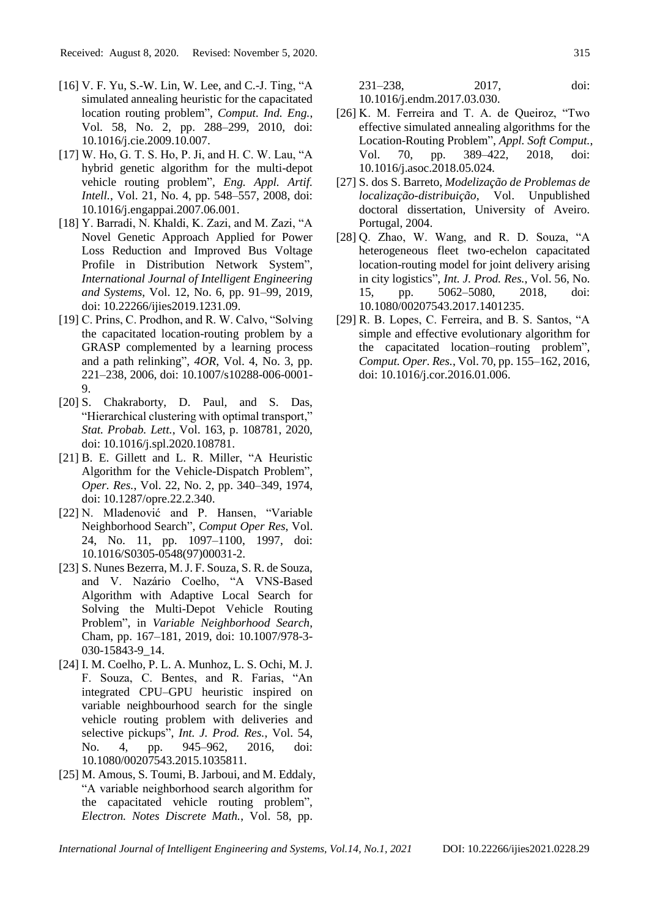[16] V. F. Yu, S.-W. Lin, W. Lee, and C.-J. Ting, "A simulated annealing heuristic for the capacitated location routing problem", *Comput. Ind. Eng.*, Vol. 58, No. 2, pp. 288–299, 2010, doi: 10.1016/j.cie.2009.10.007.

[17] W. Ho, G. T. S. Ho, P. Ji, and H. C. W. Lau, "A hybrid genetic algorithm for the multi-depot vehicle routing problem", *Eng. Appl. Artif. Intell.*, Vol. 21, No. 4, pp. 548–557, 2008, doi: 10.1016/j.engappai.2007.06.001.

[18] Y. Barradi, N. Khaldi, K. Zazi, and M. Zazi, "A Novel Genetic Approach Applied for Power Loss Reduction and Improved Bus Voltage Profile in Distribution Network System", *International Journal of Intelligent Engineering and Systems*, Vol. 12, No. 6, pp. 91–99, 2019, doi: 10.22266/ijies2019.1231.09.

[19] C. Prins, C. Prodhon, and R. W. Calvo, "Solving the capacitated location-routing problem by a GRASP complemented by a learning process and a path relinking", *4OR*, Vol. 4, No. 3, pp. 221–238, 2006, doi: 10.1007/s10288-006-0001-9.

[20] S. Chakraborty, D. Paul, and S. Das, "Hierarchical clustering with optimal transport," *Stat. Probab. Lett.*, Vol. 163, p. 108781, 2020, doi: 10.1016/j.spl.2020.108781.

[21] B. E. Gillett and L. R. Miller, "A Heuristic Algorithm for the Vehicle-Dispatch Problem", *Oper. Res.*, Vol. 22, No. 2, pp. 340–349, 1974, doi: 10.1287/opre.22.2.340.

[22] N. Mladenović and P. Hansen, "Variable Neighborhood Search", *Comput Oper Res*, Vol. 24, No. 11, pp. 1097–1100, 1997, doi: 10.1016/S0305-0548(97)00031-2.

[23] S. Nunes Bezerra, M. J. F. Souza, S. R. de Souza, and V. Nazário Coelho, "A VNS-Based Algorithm with Adaptive Local Search for Solving the Multi-Depot Vehicle Routing Problem", in *Variable Neighborhood Search*, Cham, pp. 167–181, 2019, doi: 10.1007/978-3-030-15843-9_14.

[24] I. M. Coelho, P. L. A. Munhoz, L. S. Ochi, M. J. F. Souza, C. Bentes, and R. Farias, "An integrated CPU–GPU heuristic inspired on variable neighbourhood search for the single vehicle routing problem with deliveries and selective pickups", *Int. J. Prod. Res.*, Vol. 54, No. 4, pp. 945–962, 2016, doi: 10.1080/00207543.2015.1035811.

[25] M. Amous, S. Toumi, B. Jarboui, and M. Eddaly, "A variable neighborhood search algorithm for the capacitated vehicle routing problem", *Electron. Notes Discrete Math.*, Vol. 58, pp. 231–238, 2017, doi: 10.1016/j.endm.2017.03.030.

[26] K. M. Ferreira and T. A. de Queiroz, "Two effective simulated annealing algorithms for the Location-Routing Problem", *Appl. Soft Comput.*, Vol. 70, pp. 389–422, 2018, doi: 10.1016/j.asoc.2018.05.024.

[27] S. dos S. Barreto, *Modelização de Problemas de localização-distribuição*, Vol. Unpublished doctoral dissertation, University of Aveiro. Portugal, 2004.

[28] Q. Zhao, W. Wang, and R. D. Souza, "A heterogeneous fleet two-echelon capacitated location-routing model for joint delivery arising in city logistics", *Int. J. Prod. Res.*, Vol. 56, No. 15, pp. 5062–5080, 2018, doi: 10.1080/00207543.2017.1401235.

[29] R. B. Lopes, C. Ferreira, and B. S. Santos, "A simple and effective evolutionary algorithm for the capacitated location–routing problem", *Comput. Oper. Res.*, Vol. 70, pp. 155–162, 2016, doi: 10.1016/j.cor.2016.01.006.